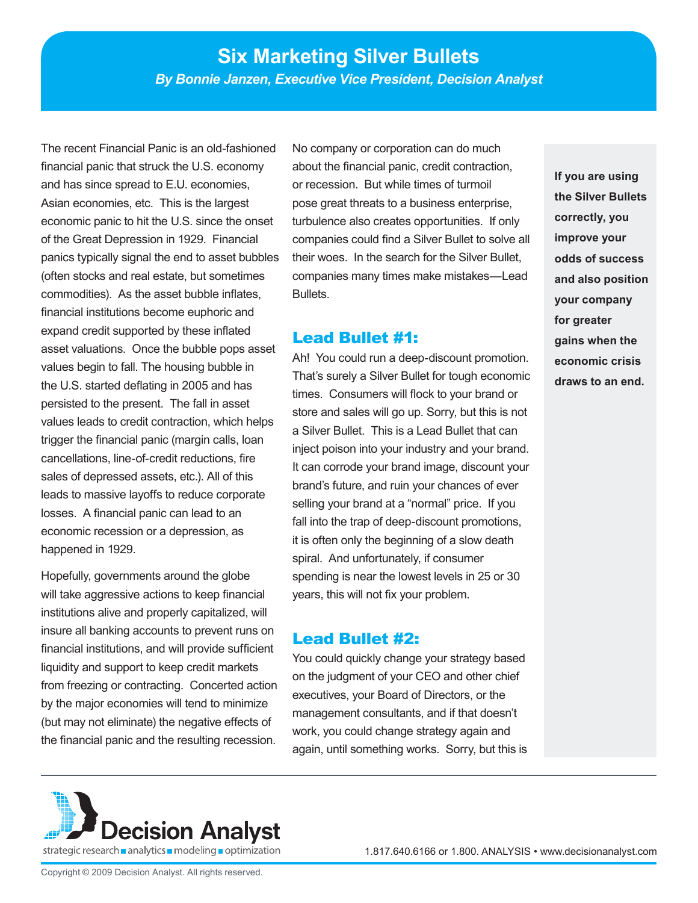# Six Marketing Silver Bullets

***By Bonnie Janzen, Executive Vice President, Decision Analyst***

The recent Financial Panic is an old-fashioned financial panic that struck the U.S. economy and has since spread to E.U. economies, Asian economies, etc. This is the largest economic panic to hit the U.S. since the onset of the Great Depression in 1929. Financial panics typically signal the end to asset bubbles (often stocks and real estate, but sometimes commodities). As the asset bubble inflates, financial institutions become euphoric and expand credit supported by these inflated asset valuations. Once the bubble pops asset values begin to fall. The housing bubble in the U.S. started deflating in 2005 and has persisted to the present. The fall in asset values leads to credit contraction, which helps trigger the financial panic (margin calls, loan cancellations, line-of-credit reductions, fire sales of depressed assets, etc.). All of this leads to massive layoffs to reduce corporate losses. A financial panic can lead to an economic recession or a depression, as happened in 1929.

Hopefully, governments around the globe will take aggressive actions to keep financial institutions alive and properly capitalized, will insure all banking accounts to prevent runs on financial institutions, and will provide sufficient liquidity and support to keep credit markets from freezing or contracting. Concerted action by the major economies will tend to minimize (but may not eliminate) the negative effects of the financial panic and the resulting recession.

No company or corporation can do much about the financial panic, credit contraction, or recession. But while times of turmoil pose great threats to a business enterprise, turbulence also creates opportunities. If only companies could find a Silver Bullet to solve all their woes. In the search for the Silver Bullet, companies many times make mistakes—Lead Bullets.

**If you are using the Silver Bullets correctly, you improve your odds of success and also position your company for greater gains when the economic crisis draws to an end.**

## Lead Bullet #1:

Ah! You could run a deep-discount promotion. That's surely a Silver Bullet for tough economic times. Consumers will flock to your brand or store and sales will go up. Sorry, but this is not a Silver Bullet. This is a Lead Bullet that can inject poison into your industry and your brand. It can corrode your brand image, discount your brand's future, and ruin your chances of ever selling your brand at a "normal" price. If you fall into the trap of deep-discount promotions, it is often only the beginning of a slow death spiral. And unfortunately, if consumer spending is near the lowest levels in 25 or 30 years, this will not fix your problem.

## Lead Bullet #2:

You could quickly change your strategy based on the judgment of your CEO and other chief executives, your Board of Directors, or the management consultants, and if that doesn't work, you could change strategy again and again, until something works. Sorry, but this is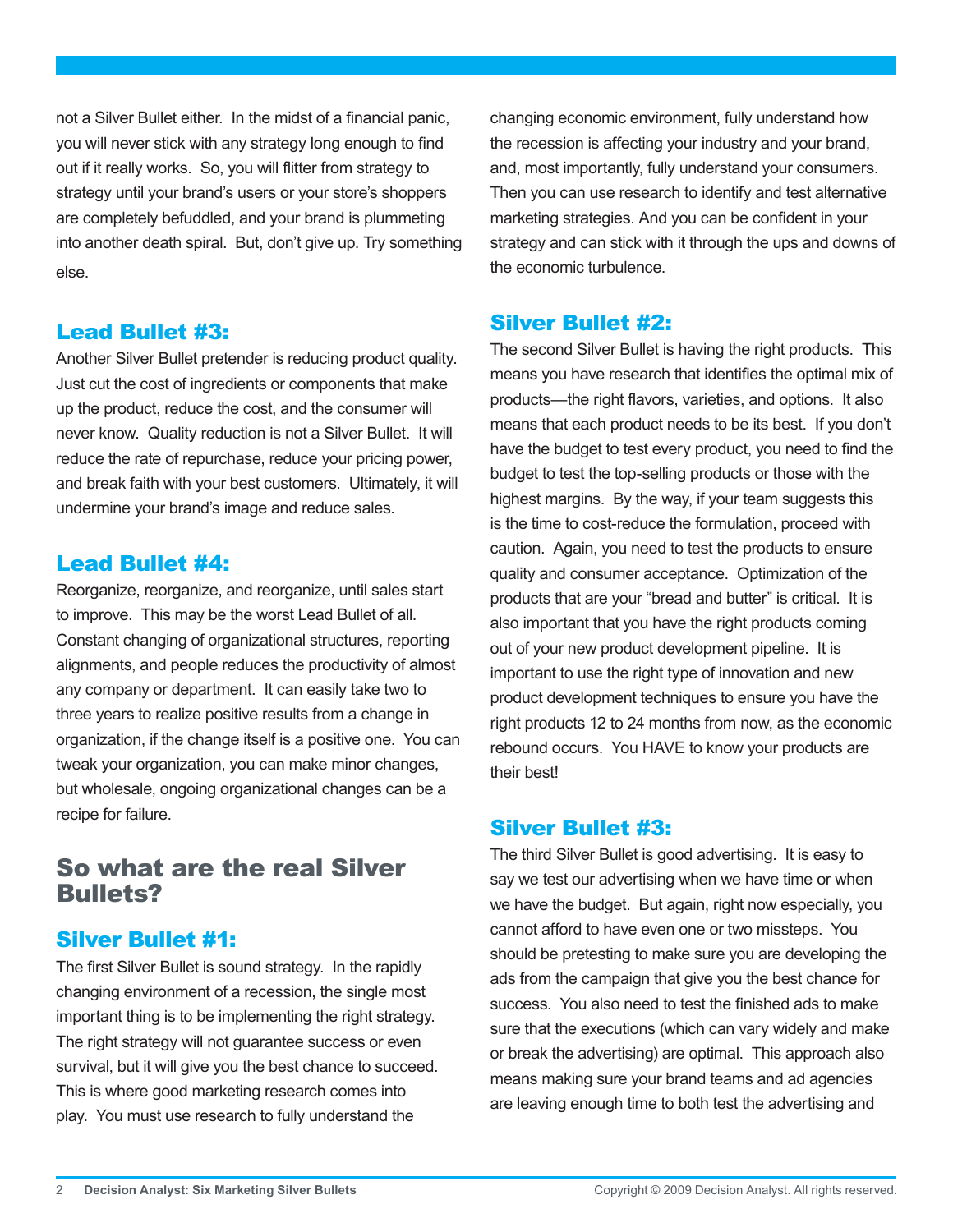not a Silver Bullet either. In the midst of a financial panic, you will never stick with any strategy long enough to find out if it really works. So, you will flitter from strategy to strategy until your brand's users or your store's shoppers are completely befuddled, and your brand is plummeting into another death spiral. But, don't give up. Try something else.

### Lead Bullet #3:

Another Silver Bullet pretender is reducing product quality. Just cut the cost of ingredients or components that make up the product, reduce the cost, and the consumer will never know. Quality reduction is not a Silver Bullet. It will reduce the rate of repurchase, reduce your pricing power, and break faith with your best customers. Ultimately, it will undermine your brand's image and reduce sales.

### Lead Bullet #4:

Reorganize, reorganize, and reorganize, until sales start to improve. This may be the worst Lead Bullet of all. Constant changing of organizational structures, reporting alignments, and people reduces the productivity of almost any company or department. It can easily take two to three years to realize positive results from a change in organization, if the change itself is a positive one. You can tweak your organization, you can make minor changes, but wholesale, ongoing organizational changes can be a recipe for failure.

## So what are the real Silver Bullets?

### Silver Bullet #1:

The first Silver Bullet is sound strategy. In the rapidly changing environment of a recession, the single most important thing is to be implementing the right strategy. The right strategy will not guarantee success or even survival, but it will give you the best chance to succeed. This is where good marketing research comes into play. You must use research to fully understand the changing economic environment, fully understand how the recession is affecting your industry and your brand, and, most importantly, fully understand your consumers. Then you can use research to identify and test alternative marketing strategies. And you can be confident in your strategy and can stick with it through the ups and downs of the economic turbulence.

### Silver Bullet #2:

The second Silver Bullet is having the right products. This means you have research that identifies the optimal mix of products—the right flavors, varieties, and options. It also means that each product needs to be its best. If you don't have the budget to test every product, you need to find the budget to test the top-selling products or those with the highest margins. By the way, if your team suggests this is the time to cost-reduce the formulation, proceed with caution. Again, you need to test the products to ensure quality and consumer acceptance. Optimization of the products that are your "bread and butter" is critical. It is also important that you have the right products coming out of your new product development pipeline. It is important to use the right type of innovation and new product development techniques to ensure you have the right products 12 to 24 months from now, as the economic rebound occurs. You HAVE to know your products are their best!

### Silver Bullet #3:

The third Silver Bullet is good advertising. It is easy to say we test our advertising when we have time or when we have the budget. But again, right now especially, you cannot afford to have even one or two missteps. You should be pretesting to make sure you are developing the ads from the campaign that give you the best chance for success. You also need to test the finished ads to make sure that the executions (which can vary widely and make or break the advertising) are optimal. This approach also means making sure your brand teams and ad agencies are leaving enough time to both test the advertising and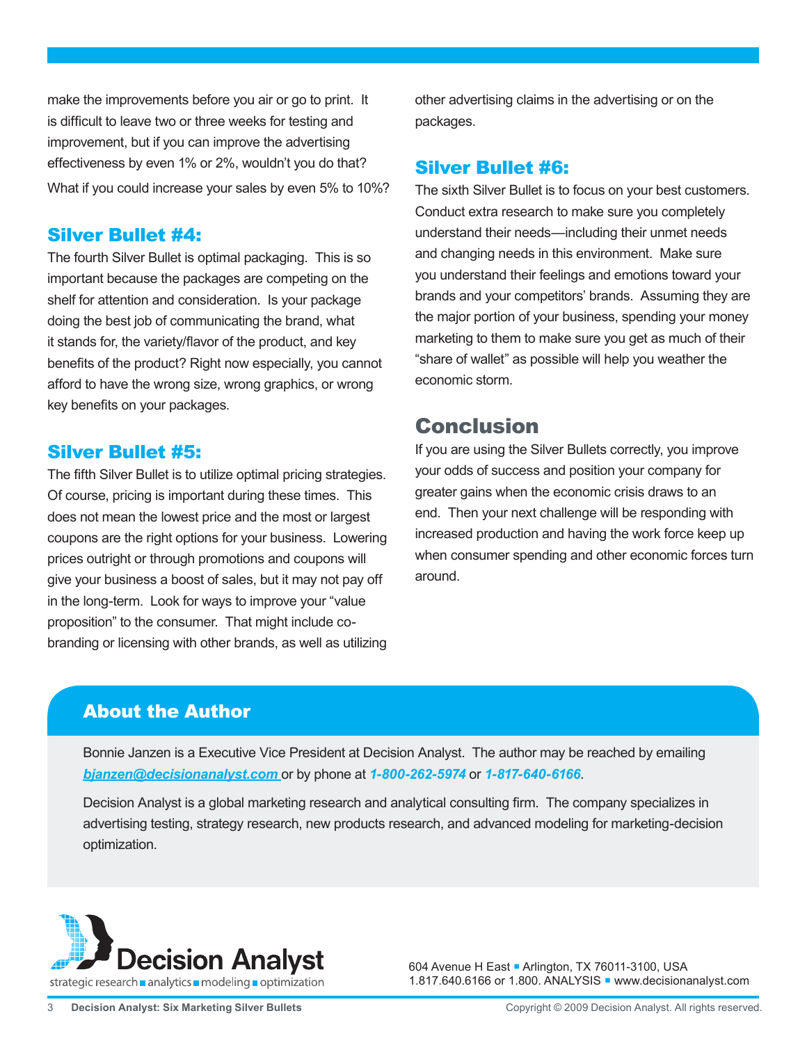make the improvements before you air or go to print. It is difficult to leave two or three weeks for testing and improvement, but if you can improve the advertising effectiveness by even 1% or 2%, wouldn't you do that? What if you could increase your sales by even 5% to 10%?

## Silver Bullet #4:

The fourth Silver Bullet is optimal packaging. This is so important because the packages are competing on the shelf for attention and consideration. Is your package doing the best job of communicating the brand, what it stands for, the variety/flavor of the product, and key benefits of the product? Right now especially, you cannot afford to have the wrong size, wrong graphics, or wrong key benefits on your packages.

## Silver Bullet #5:

The fifth Silver Bullet is to utilize optimal pricing strategies. Of course, pricing is important during these times. This does not mean the lowest price and the most or largest coupons are the right options for your business. Lowering prices outright or through promotions and coupons will give your business a boost of sales, but it may not pay off in the long-term. Look for ways to improve your "value proposition" to the consumer. That might include co-branding or licensing with other brands, as well as utilizing other advertising claims in the advertising or on the packages.

## Silver Bullet #6:

The sixth Silver Bullet is to focus on your best customers. Conduct extra research to make sure you completely understand their needs—including their unmet needs and changing needs in this environment. Make sure you understand their feelings and emotions toward your brands and your competitors' brands. Assuming they are the major portion of your business, spending your money marketing to them to make sure you get as much of their "share of wallet" as possible will help you weather the economic storm.

## Conclusion

If you are using the Silver Bullets correctly, you improve your odds of success and position your company for greater gains when the economic crisis draws to an end. Then your next challenge will be responding with increased production and having the work force keep up when consumer spending and other economic forces turn around.

## About the Author

Bonnie Janzen is a Executive Vice President at Decision Analyst. The author may be reached by emailing ***bjanzen@decisionanalyst.com*** or by phone at ***1-800-262-5974*** or ***1-817-640-6166***.

Decision Analyst is a global marketing research and analytical consulting firm. The company specializes in advertising testing, strategy research, new products research, and advanced modeling for marketing-decision optimization.

Decision Analyst
strategic research ▪ analytics ▪ modeling ▪ optimization

604 Avenue H East ▪ Arlington, TX 76011-3100, USA
1.817.640.6166 or 1.800. ANALYSIS ▪ www.decisionanalyst.com

Copyright © 2009 Decision Analyst. All rights reserved.